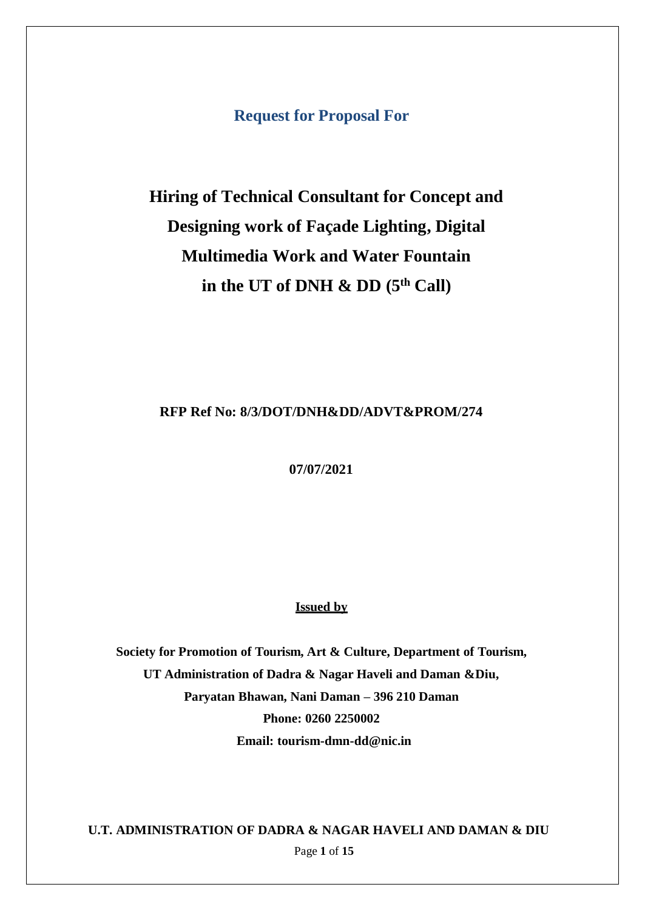**Request for Proposal For**

# Hiring of Technical Consultant for Concept and Designing work of Façade Lighting, Digital Multimedia Work and Water Fountain in the UT of DNH & DD (5th Call)

**RFP Ref No: 8/3/DOT/DNH&DD/ADVT&PROM/274**

**07/07/2021**

**Issued by**

**Society for Promotion of Tourism, Art & Culture, Department of Tourism,**
**UT Administration of Dadra & Nagar Haveli and Daman &Diu,**
**Paryatan Bhawan, Nani Daman – 396 210 Daman**
**Phone: 0260 2250002**
**Email: tourism-dmn-dd@nic.in**

**U.T. ADMINISTRATION OF DADRA & NAGAR HAVELI AND DAMAN & DIU**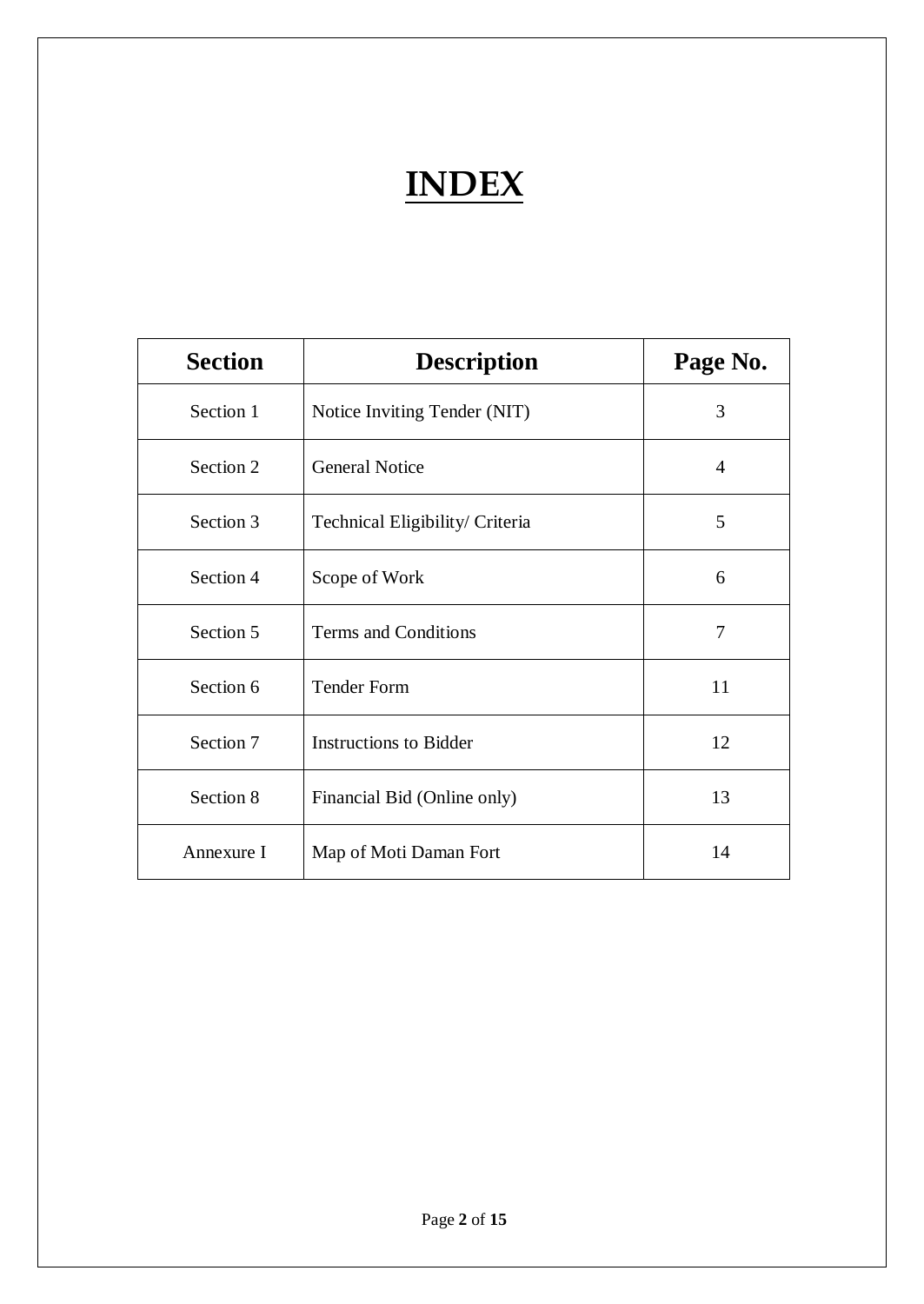# INDEX

| Section | Description | Page No. |
|---|---|---|
| Section 1 | Notice Inviting Tender (NIT) | 3 |
| Section 2 | General Notice | 4 |
| Section 3 | Technical Eligibility/ Criteria | 5 |
| Section 4 | Scope of Work | 6 |
| Section 5 | Terms and Conditions | 7 |
| Section 6 | Tender Form | 11 |
| Section 7 | Instructions to Bidder | 12 |
| Section 8 | Financial Bid (Online only) | 13 |
| Annexure I | Map of Moti Daman Fort | 14 |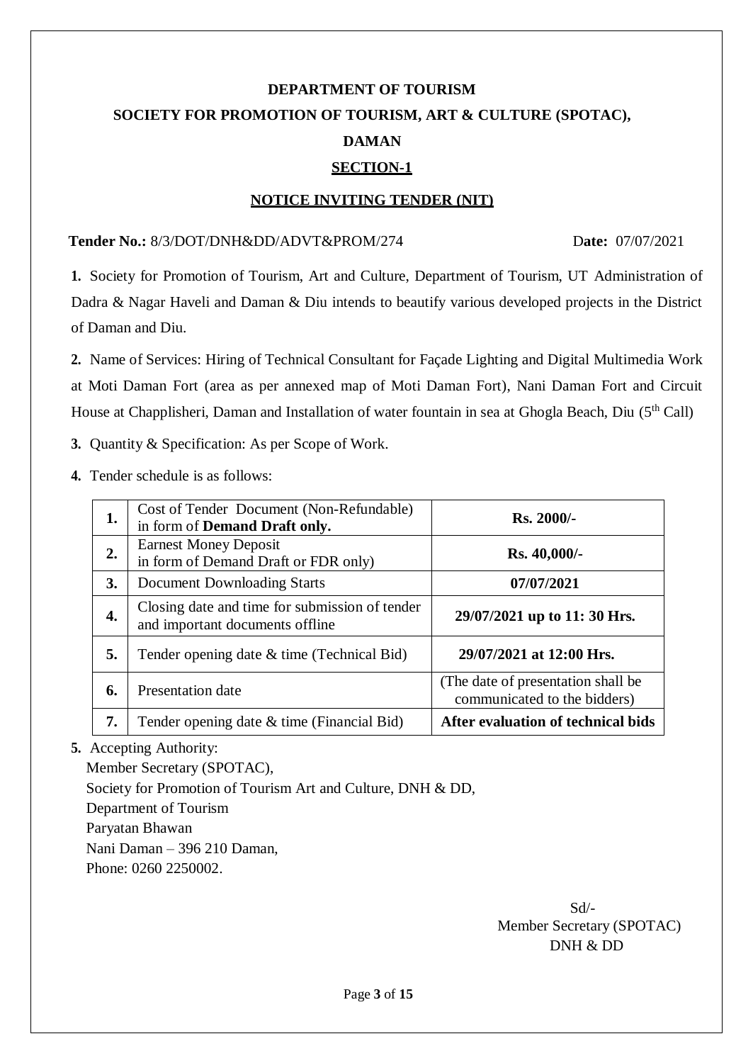**DEPARTMENT OF TOURISM**

**SOCIETY FOR PROMOTION OF TOURISM, ART & CULTURE (SPOTAC),**

**DAMAN**

## SECTION-1

## NOTICE INVITING TENDER (NIT)

**Tender No.:** 8/3/DOT/DNH&DD/ADVT&PROM/274 **Date:** 07/07/2021

**1.** Society for Promotion of Tourism, Art and Culture, Department of Tourism, UT Administration of Dadra & Nagar Haveli and Daman & Diu intends to beautify various developed projects in the District of Daman and Diu.

**2.** Name of Services: Hiring of Technical Consultant for Façade Lighting and Digital Multimedia Work at Moti Daman Fort (area as per annexed map of Moti Daman Fort), Nani Daman Fort and Circuit House at Chapplisheri, Daman and Installation of water fountain in sea at Ghogla Beach, Diu (5$^{th}$ Call)

**3.** Quantity & Specification: As per Scope of Work.

**4.** Tender schedule is as follows:

| | | |
|---|---|---|
| **1.** | Cost of Tender Document (Non-Refundable) in form of **Demand Draft only.** | **Rs. 2000/-** |
| **2.** | Earnest Money Deposit in form of Demand Draft or FDR only) | **Rs. 40,000/-** |
| **3.** | Document Downloading Starts | **07/07/2021** |
| **4.** | Closing date and time for submission of tender and important documents offline | **29/07/2021 up to 11: 30 Hrs.** |
| **5.** | Tender opening date & time (Technical Bid) | **29/07/2021 at 12:00 Hrs.** |
| **6.** | Presentation date | (The date of presentation shall be communicated to the bidders) |
| **7.** | Tender opening date & time (Financial Bid) | **After evaluation of technical bids** |

**5.** Accepting Authority:
Member Secretary (SPOTAC),
Society for Promotion of Tourism Art and Culture, DNH & DD,
Department of Tourism
Paryatan Bhawan
Nani Daman – 396 210 Daman,
Phone: 0260 2250002.

Sd/-
Member Secretary (SPOTAC)
DNH & DD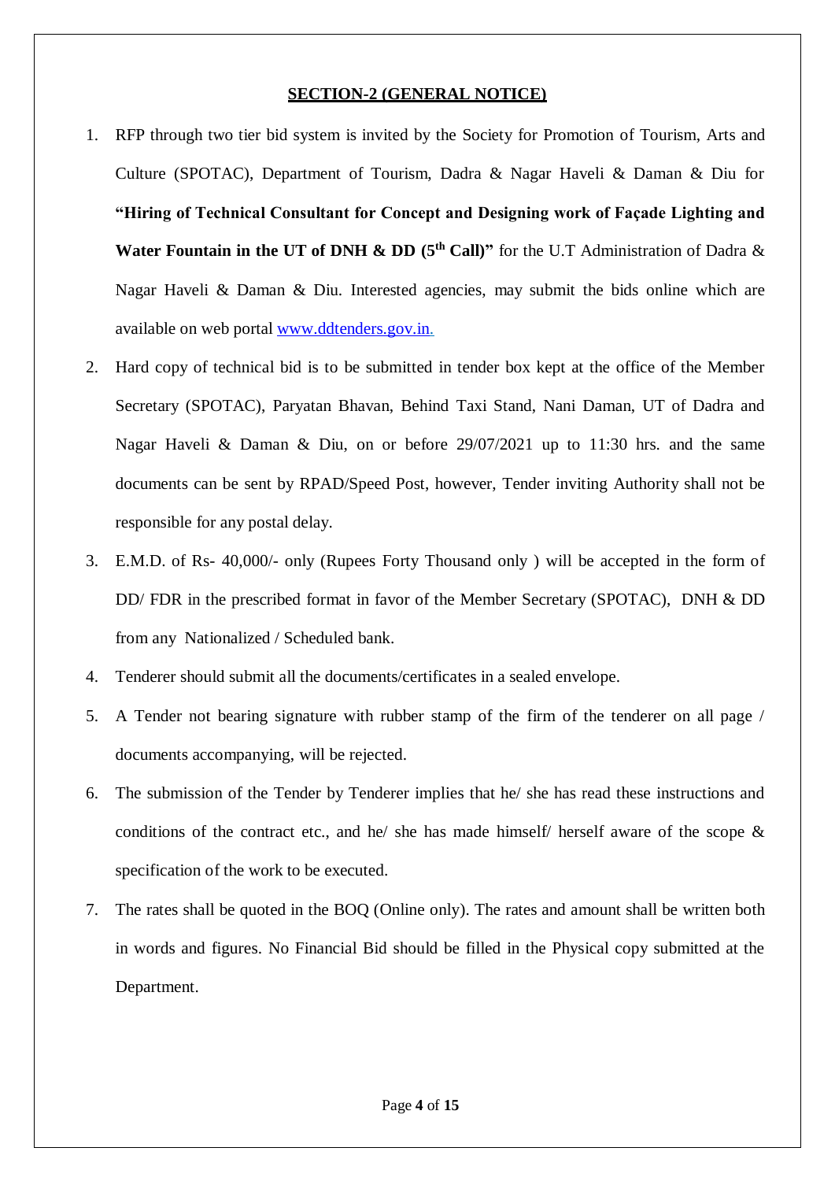## SECTION-2 (GENERAL NOTICE)

1. RFP through two tier bid system is invited by the Society for Promotion of Tourism, Arts and Culture (SPOTAC), Department of Tourism, Dadra & Nagar Haveli & Daman & Diu for **"Hiring of Technical Consultant for Concept and Designing work of Façade Lighting and Water Fountain in the UT of DNH & DD (5th Call)"** for the U.T Administration of Dadra & Nagar Haveli & Daman & Diu. Interested agencies, may submit the bids online which are available on web portal www.ddtenders.gov.in.
2. Hard copy of technical bid is to be submitted in tender box kept at the office of the Member Secretary (SPOTAC), Paryatan Bhavan, Behind Taxi Stand, Nani Daman, UT of Dadra and Nagar Haveli & Daman & Diu, on or before 29/07/2021 up to 11:30 hrs. and the same documents can be sent by RPAD/Speed Post, however, Tender inviting Authority shall not be responsible for any postal delay.
3. E.M.D. of Rs- 40,000/- only (Rupees Forty Thousand only ) will be accepted in the form of DD/ FDR in the prescribed format in favor of the Member Secretary (SPOTAC), DNH & DD from any Nationalized / Scheduled bank.
4. Tenderer should submit all the documents/certificates in a sealed envelope.
5. A Tender not bearing signature with rubber stamp of the firm of the tenderer on all page / documents accompanying, will be rejected.
6. The submission of the Tender by Tenderer implies that he/ she has read these instructions and conditions of the contract etc., and he/ she has made himself/ herself aware of the scope & specification of the work to be executed.
7. The rates shall be quoted in the BOQ (Online only). The rates and amount shall be written both in words and figures. No Financial Bid should be filled in the Physical copy submitted at the Department.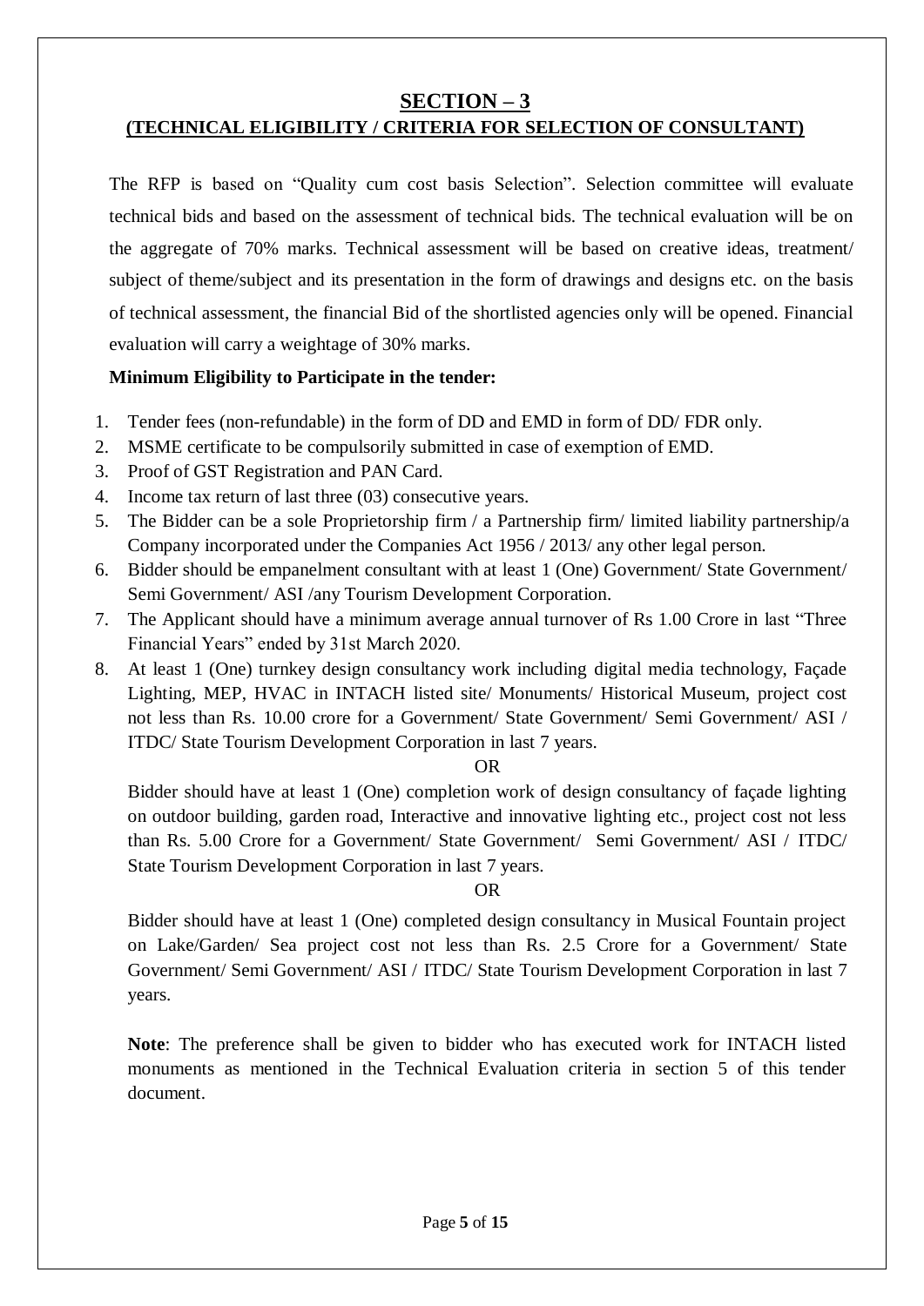## SECTION – 3

### (TECHNICAL ELIGIBILITY / CRITERIA FOR SELECTION OF CONSULTANT)

The RFP is based on "Quality cum cost basis Selection". Selection committee will evaluate technical bids and based on the assessment of technical bids. The technical evaluation will be on the aggregate of 70% marks. Technical assessment will be based on creative ideas, treatment/ subject of theme/subject and its presentation in the form of drawings and designs etc. on the basis of technical assessment, the financial Bid of the shortlisted agencies only will be opened. Financial evaluation will carry a weightage of 30% marks.

**Minimum Eligibility to Participate in the tender:**

1. Tender fees (non-refundable) in the form of DD and EMD in form of DD/ FDR only.
2. MSME certificate to be compulsorily submitted in case of exemption of EMD.
3. Proof of GST Registration and PAN Card.
4. Income tax return of last three (03) consecutive years.
5. The Bidder can be a sole Proprietorship firm / a Partnership firm/ limited liability partnership/a Company incorporated under the Companies Act 1956 / 2013/ any other legal person.
6. Bidder should be empanelment consultant with at least 1 (One) Government/ State Government/ Semi Government/ ASI /any Tourism Development Corporation.
7. The Applicant should have a minimum average annual turnover of Rs 1.00 Crore in last "Three Financial Years" ended by 31st March 2020.
8. At least 1 (One) turnkey design consultancy work including digital media technology, Façade Lighting, MEP, HVAC in INTACH listed site/ Monuments/ Historical Museum, project cost not less than Rs. 10.00 crore for a Government/ State Government/ Semi Government/ ASI / ITDC/ State Tourism Development Corporation in last 7 years.

   OR

   Bidder should have at least 1 (One) completion work of design consultancy of façade lighting on outdoor building, garden road, Interactive and innovative lighting etc., project cost not less than Rs. 5.00 Crore for a Government/ State Government/ Semi Government/ ASI / ITDC/ State Tourism Development Corporation in last 7 years.

   OR

   Bidder should have at least 1 (One) completed design consultancy in Musical Fountain project on Lake/Garden/ Sea project cost not less than Rs. 2.5 Crore for a Government/ State Government/ Semi Government/ ASI / ITDC/ State Tourism Development Corporation in last 7 years.

   **Note**: The preference shall be given to bidder who has executed work for INTACH listed monuments as mentioned in the Technical Evaluation criteria in section 5 of this tender document.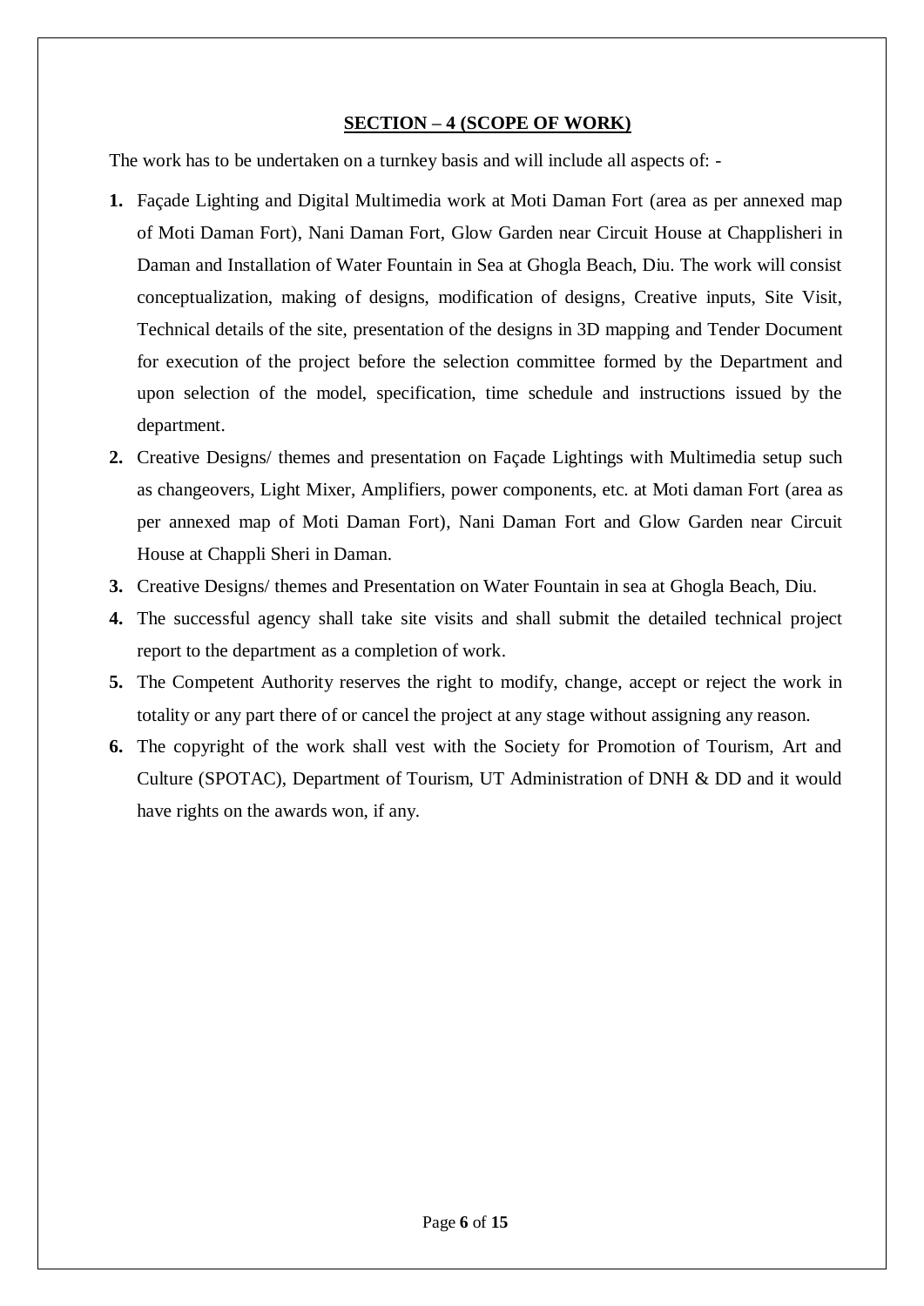## SECTION – 4 (SCOPE OF WORK)

The work has to be undertaken on a turnkey basis and will include all aspects of: -

1. Façade Lighting and Digital Multimedia work at Moti Daman Fort (area as per annexed map of Moti Daman Fort), Nani Daman Fort, Glow Garden near Circuit House at Chapplisheri in Daman and Installation of Water Fountain in Sea at Ghogla Beach, Diu. The work will consist conceptualization, making of designs, modification of designs, Creative inputs, Site Visit, Technical details of the site, presentation of the designs in 3D mapping and Tender Document for execution of the project before the selection committee formed by the Department and upon selection of the model, specification, time schedule and instructions issued by the department.
2. Creative Designs/ themes and presentation on Façade Lightings with Multimedia setup such as changeovers, Light Mixer, Amplifiers, power components, etc. at Moti daman Fort (area as per annexed map of Moti Daman Fort), Nani Daman Fort and Glow Garden near Circuit House at Chappli Sheri in Daman.
3. Creative Designs/ themes and Presentation on Water Fountain in sea at Ghogla Beach, Diu.
4. The successful agency shall take site visits and shall submit the detailed technical project report to the department as a completion of work.
5. The Competent Authority reserves the right to modify, change, accept or reject the work in totality or any part there of or cancel the project at any stage without assigning any reason.
6. The copyright of the work shall vest with the Society for Promotion of Tourism, Art and Culture (SPOTAC), Department of Tourism, UT Administration of DNH & DD and it would have rights on the awards won, if any.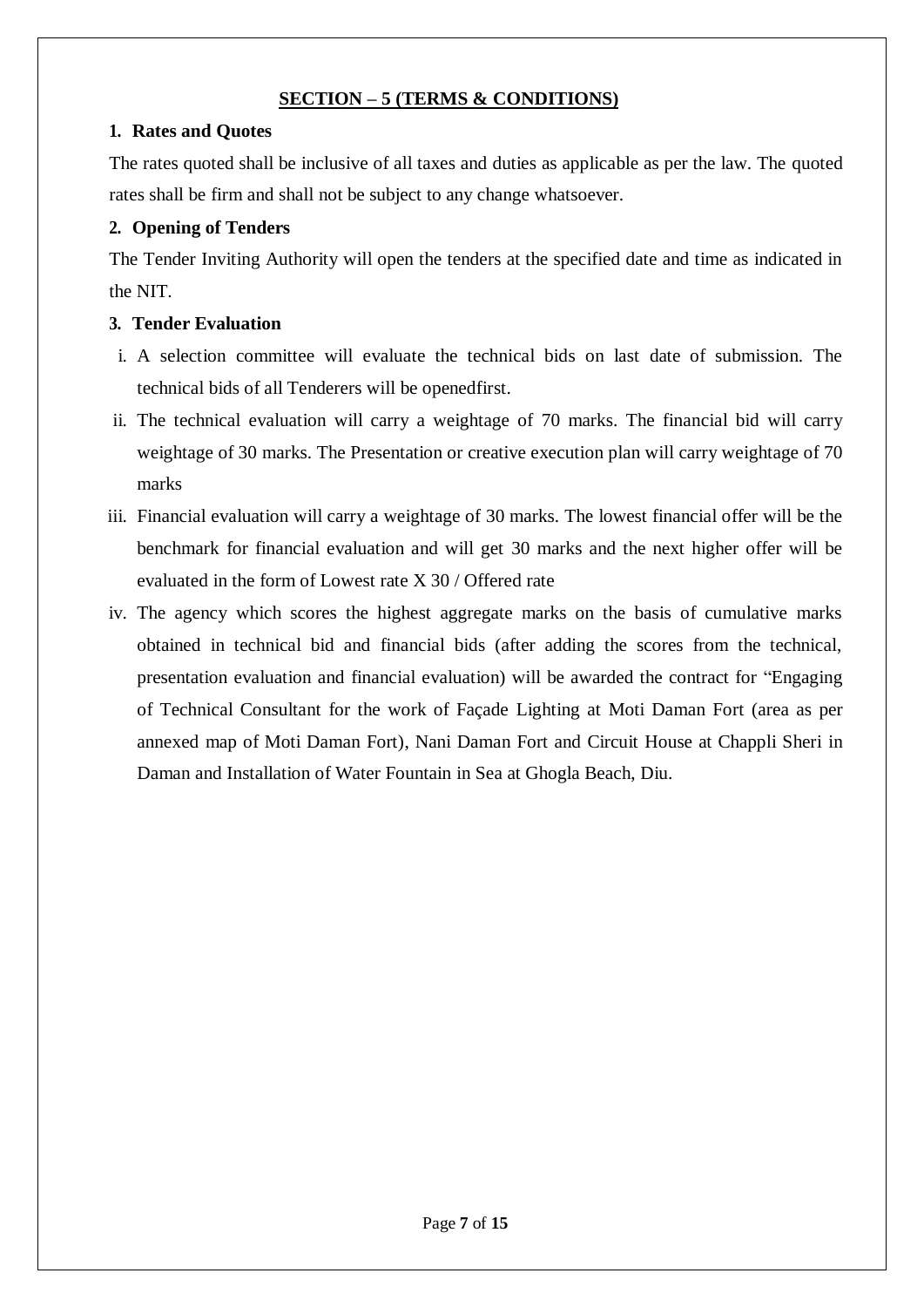## SECTION – 5 (TERMS & CONDITIONS)

**1. Rates and Quotes**

The rates quoted shall be inclusive of all taxes and duties as applicable as per the law. The quoted rates shall be firm and shall not be subject to any change whatsoever.

**2. Opening of Tenders**

The Tender Inviting Authority will open the tenders at the specified date and time as indicated in the NIT.

**3. Tender Evaluation**

i. A selection committee will evaluate the technical bids on last date of submission. The technical bids of all Tenderers will be openedfirst.

ii. The technical evaluation will carry a weightage of 70 marks. The financial bid will carry weightage of 30 marks. The Presentation or creative execution plan will carry weightage of 70 marks

iii. Financial evaluation will carry a weightage of 30 marks. The lowest financial offer will be the benchmark for financial evaluation and will get 30 marks and the next higher offer will be evaluated in the form of Lowest rate X 30 / Offered rate

iv. The agency which scores the highest aggregate marks on the basis of cumulative marks obtained in technical bid and financial bids (after adding the scores from the technical, presentation evaluation and financial evaluation) will be awarded the contract for "Engaging of Technical Consultant for the work of Façade Lighting at Moti Daman Fort (area as per annexed map of Moti Daman Fort), Nani Daman Fort and Circuit House at Chappli Sheri in Daman and Installation of Water Fountain in Sea at Ghogla Beach, Diu.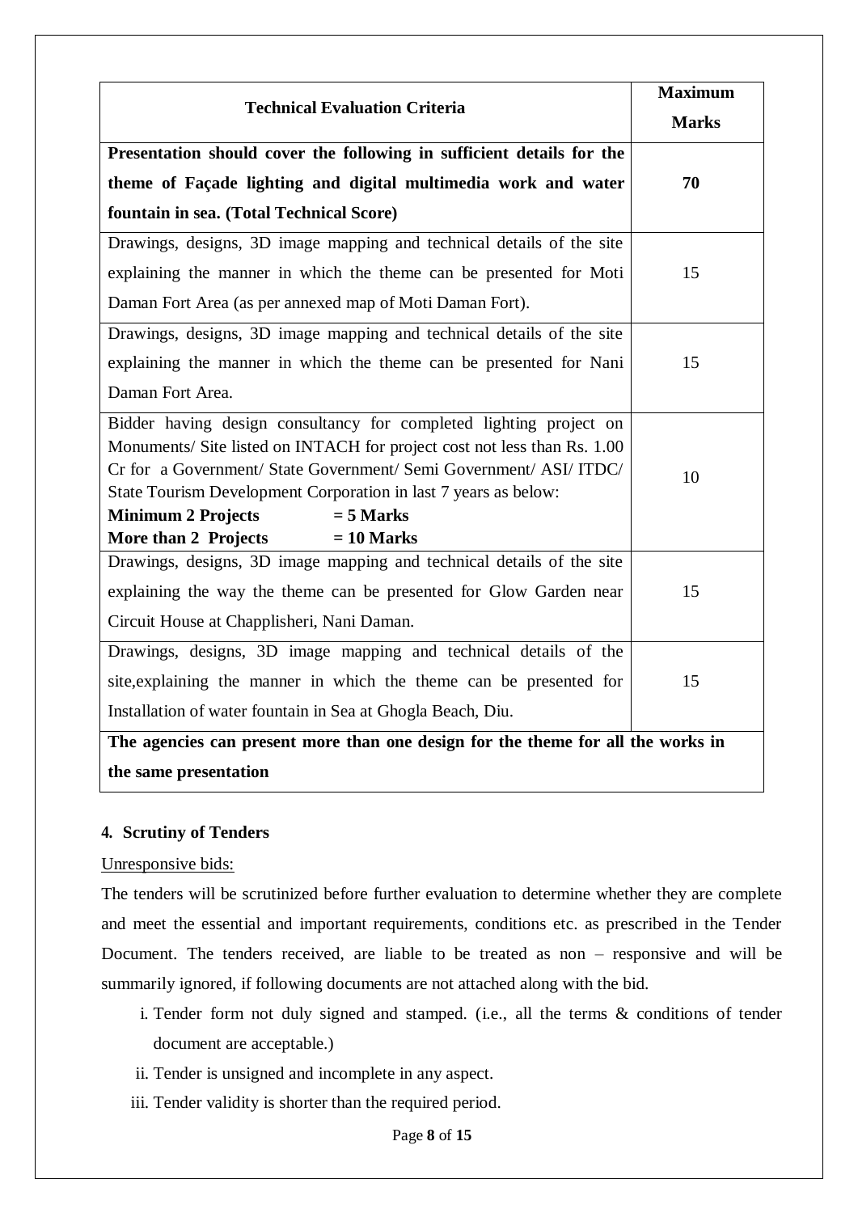| Technical Evaluation Criteria | Maximum Marks |
|---|---|
| **Presentation should cover the following in sufficient details for the theme of Façade lighting and digital multimedia work and water fountain in sea. (Total Technical Score)** | **70** |
| Drawings, designs, 3D image mapping and technical details of the site explaining the manner in which the theme can be presented for Moti Daman Fort Area (as per annexed map of Moti Daman Fort). | 15 |
| Drawings, designs, 3D image mapping and technical details of the site explaining the manner in which the theme can be presented for Nani Daman Fort Area. | 15 |
| Bidder having design consultancy for completed lighting project on Monuments/ Site listed on INTACH for project cost not less than Rs. 1.00 Cr for a Government/ State Government/ Semi Government/ ASI/ ITDC/ State Tourism Development Corporation in last 7 years as below:<br>**Minimum 2 Projects = 5 Marks**<br>**More than 2 Projects = 10 Marks** | 10 |
| Drawings, designs, 3D image mapping and technical details of the site explaining the way the theme can be presented for Glow Garden near Circuit House at Chapplisheri, Nani Daman. | 15 |
| Drawings, designs, 3D image mapping and technical details of the site,explaining the manner in which the theme can be presented for Installation of water fountain in Sea at Ghogla Beach, Diu. | 15 |
| **The agencies can present more than one design for the theme for all the works in the same presentation** | |

## 4. Scrutiny of Tenders

Unresponsive bids:

The tenders will be scrutinized before further evaluation to determine whether they are complete and meet the essential and important requirements, conditions etc. as prescribed in the Tender Document. The tenders received, are liable to be treated as non – responsive and will be summarily ignored, if following documents are not attached along with the bid.

i. Tender form not duly signed and stamped. (i.e., all the terms & conditions of tender document are acceptable.)
ii. Tender is unsigned and incomplete in any aspect.
iii. Tender validity is shorter than the required period.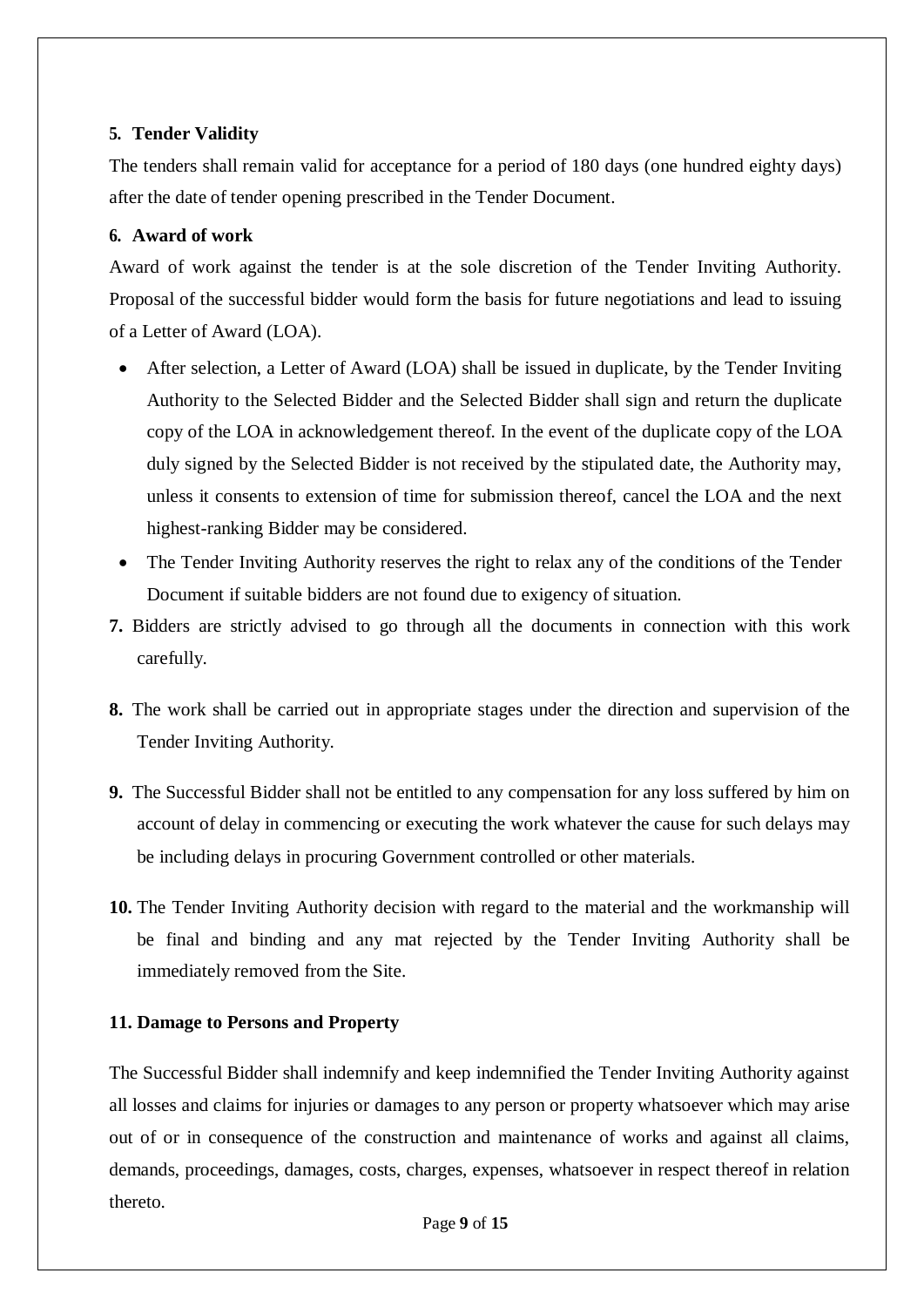**5. Tender Validity**

The tenders shall remain valid for acceptance for a period of 180 days (one hundred eighty days) after the date of tender opening prescribed in the Tender Document.

**6. Award of work**

Award of work against the tender is at the sole discretion of the Tender Inviting Authority. Proposal of the successful bidder would form the basis for future negotiations and lead to issuing of a Letter of Award (LOA).

- After selection, a Letter of Award (LOA) shall be issued in duplicate, by the Tender Inviting Authority to the Selected Bidder and the Selected Bidder shall sign and return the duplicate copy of the LOA in acknowledgement thereof. In the event of the duplicate copy of the LOA duly signed by the Selected Bidder is not received by the stipulated date, the Authority may, unless it consents to extension of time for submission thereof, cancel the LOA and the next highest-ranking Bidder may be considered.
- The Tender Inviting Authority reserves the right to relax any of the conditions of the Tender Document if suitable bidders are not found due to exigency of situation.

**7.** Bidders are strictly advised to go through all the documents in connection with this work carefully.

**8.** The work shall be carried out in appropriate stages under the direction and supervision of the Tender Inviting Authority.

**9.** The Successful Bidder shall not be entitled to any compensation for any loss suffered by him on account of delay in commencing or executing the work whatever the cause for such delays may be including delays in procuring Government controlled or other materials.

**10.** The Tender Inviting Authority decision with regard to the material and the workmanship will be final and binding and any mat rejected by the Tender Inviting Authority shall be immediately removed from the Site.

**11. Damage to Persons and Property**

The Successful Bidder shall indemnify and keep indemnified the Tender Inviting Authority against all losses and claims for injuries or damages to any person or property whatsoever which may arise out of or in consequence of the construction and maintenance of works and against all claims, demands, proceedings, damages, costs, charges, expenses, whatsoever in respect thereof in relation thereto.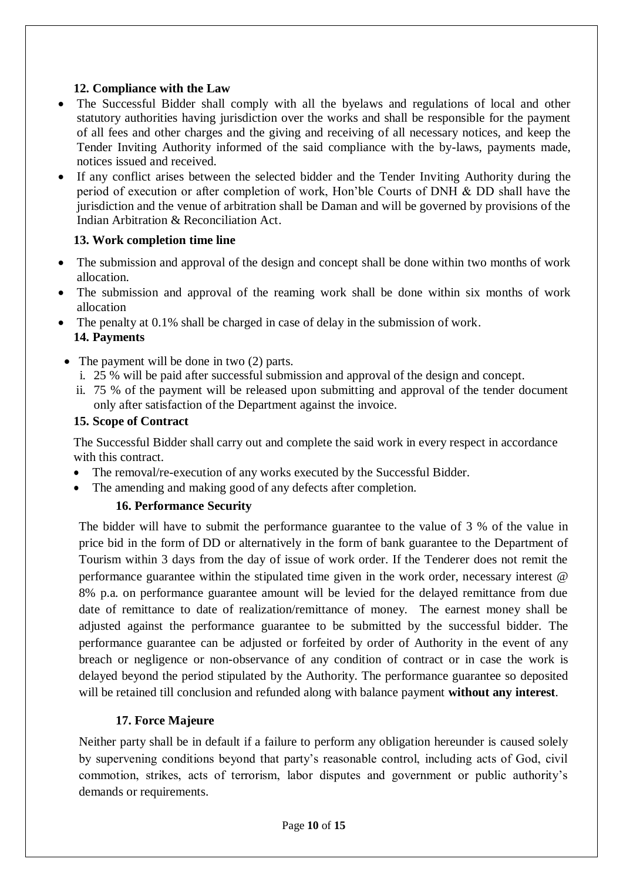**12. Compliance with the Law**

- The Successful Bidder shall comply with all the byelaws and regulations of local and other statutory authorities having jurisdiction over the works and shall be responsible for the payment of all fees and other charges and the giving and receiving of all necessary notices, and keep the Tender Inviting Authority informed of the said compliance with the by-laws, payments made, notices issued and received.
- If any conflict arises between the selected bidder and the Tender Inviting Authority during the period of execution or after completion of work, Hon'ble Courts of DNH & DD shall have the jurisdiction and the venue of arbitration shall be Daman and will be governed by provisions of the Indian Arbitration & Reconciliation Act.

**13. Work completion time line**

- The submission and approval of the design and concept shall be done within two months of work allocation.
- The submission and approval of the reaming work shall be done within six months of work allocation
- The penalty at 0.1% shall be charged in case of delay in the submission of work.

**14. Payments**

- The payment will be done in two (2) parts.
  1. 25 % will be paid after successful submission and approval of the design and concept.
  2. 75 % of the payment will be released upon submitting and approval of the tender document only after satisfaction of the Department against the invoice.

**15. Scope of Contract**

The Successful Bidder shall carry out and complete the said work in every respect in accordance with this contract.

- The removal/re-execution of any works executed by the Successful Bidder.
- The amending and making good of any defects after completion.

**16. Performance Security**

The bidder will have to submit the performance guarantee to the value of 3 % of the value in price bid in the form of DD or alternatively in the form of bank guarantee to the Department of Tourism within 3 days from the day of issue of work order. If the Tenderer does not remit the performance guarantee within the stipulated time given in the work order, necessary interest @ 8% p.a. on performance guarantee amount will be levied for the delayed remittance from due date of remittance to date of realization/remittance of money. The earnest money shall be adjusted against the performance guarantee to be submitted by the successful bidder. The performance guarantee can be adjusted or forfeited by order of Authority in the event of any breach or negligence or non-observance of any condition of contract or in case the work is delayed beyond the period stipulated by the Authority. The performance guarantee so deposited will be retained till conclusion and refunded along with balance payment **without any interest**.

**17. Force Majeure**

Neither party shall be in default if a failure to perform any obligation hereunder is caused solely by supervening conditions beyond that party's reasonable control, including acts of God, civil commotion, strikes, acts of terrorism, labor disputes and government or public authority's demands or requirements.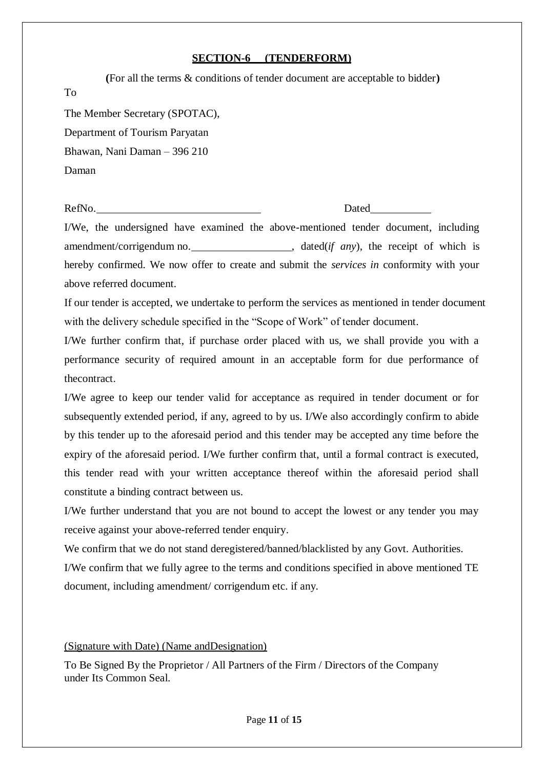## SECTION-6 (TENDERFORM)

**(**For all the terms & conditions of tender document are acceptable to bidder**)**

To

The Member Secretary (SPOTAC),

Department of Tourism Paryatan

Bhawan, Nani Daman – 396 210

Daman

RefNo.______________________________ Dated___________

I/We, the undersigned have examined the above-mentioned tender document, including amendment/corrigendum no.__________________, dated(*if any*), the receipt of which is hereby confirmed. We now offer to create and submit the *services in* conformity with your above referred document.

If our tender is accepted, we undertake to perform the services as mentioned in tender document with the delivery schedule specified in the "Scope of Work" of tender document.

I/We further confirm that, if purchase order placed with us, we shall provide you with a performance security of required amount in an acceptable form for due performance of thecontract.

I/We agree to keep our tender valid for acceptance as required in tender document or for subsequently extended period, if any, agreed to by us. I/We also accordingly confirm to abide by this tender up to the aforesaid period and this tender may be accepted any time before the expiry of the aforesaid period. I/We further confirm that, until a formal contract is executed, this tender read with your written acceptance thereof within the aforesaid period shall constitute a binding contract between us.

I/We further understand that you are not bound to accept the lowest or any tender you may receive against your above-referred tender enquiry.

We confirm that we do not stand deregistered/banned/blacklisted by any Govt. Authorities.

I/We confirm that we fully agree to the terms and conditions specified in above mentioned TE document, including amendment/ corrigendum etc. if any.

(Signature with Date) (Name andDesignation)

To Be Signed By the Proprietor / All Partners of the Firm / Directors of the Company under Its Common Seal.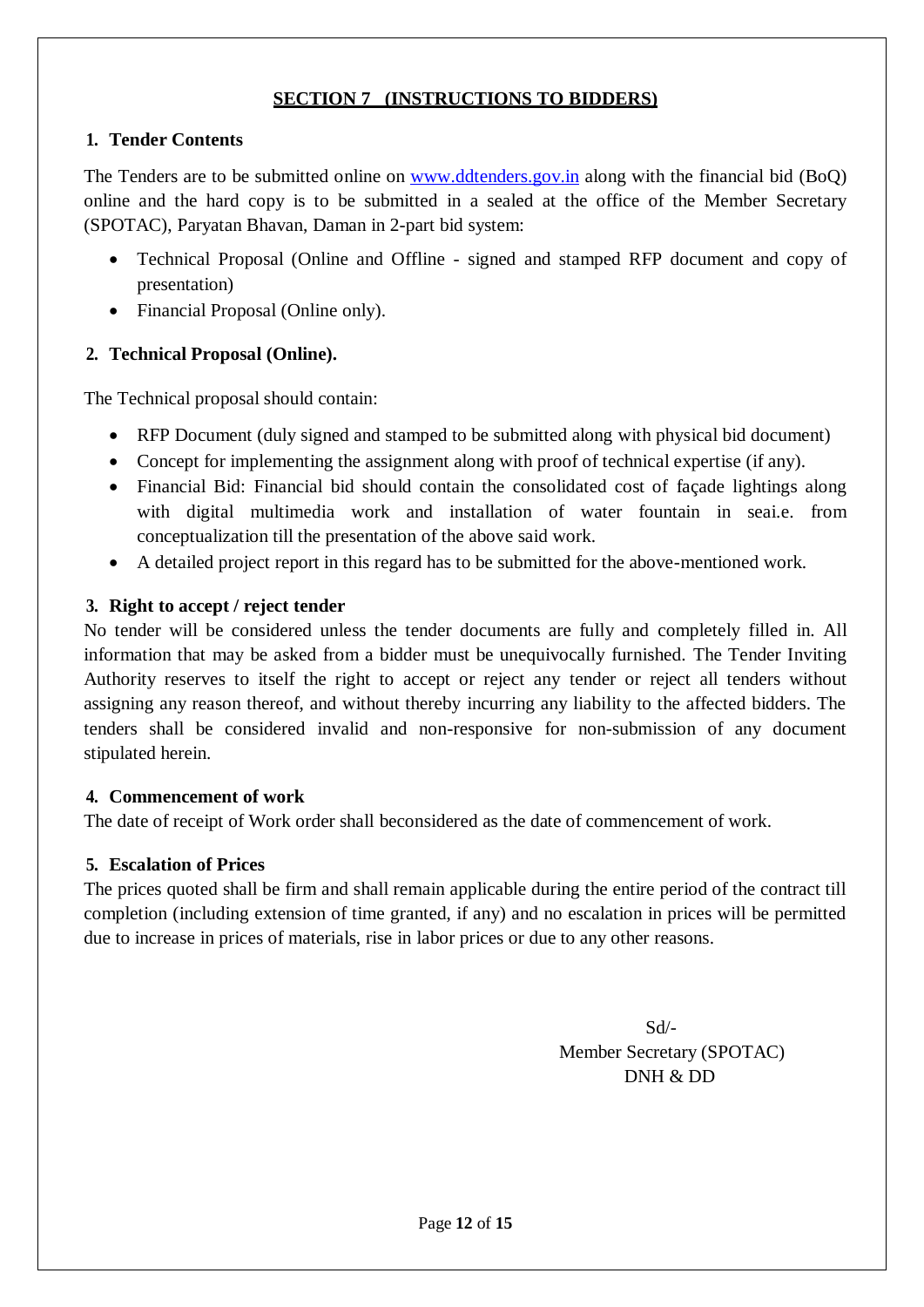## SECTION 7 (INSTRUCTIONS TO BIDDERS)

### 1. Tender Contents

The Tenders are to be submitted online on [www.ddtenders.gov.in](http://www.ddtenders.gov.in) along with the financial bid (BoQ) online and the hard copy is to be submitted in a sealed at the office of the Member Secretary (SPOTAC), Paryatan Bhavan, Daman in 2-part bid system:

- Technical Proposal (Online and Offline - signed and stamped RFP document and copy of presentation)
- Financial Proposal (Online only).

### 2. Technical Proposal (Online).

The Technical proposal should contain:

- RFP Document (duly signed and stamped to be submitted along with physical bid document)
- Concept for implementing the assignment along with proof of technical expertise (if any).
- Financial Bid: Financial bid should contain the consolidated cost of façade lightings along with digital multimedia work and installation of water fountain in seai.e. from conceptualization till the presentation of the above said work.
- A detailed project report in this regard has to be submitted for the above-mentioned work.

### 3. Right to accept / reject tender

No tender will be considered unless the tender documents are fully and completely filled in. All information that may be asked from a bidder must be unequivocally furnished. The Tender Inviting Authority reserves to itself the right to accept or reject any tender or reject all tenders without assigning any reason thereof, and without thereby incurring any liability to the affected bidders. The tenders shall be considered invalid and non-responsive for non-submission of any document stipulated herein.

### 4. Commencement of work

The date of receipt of Work order shall beconsidered as the date of commencement of work.

### 5. Escalation of Prices

The prices quoted shall be firm and shall remain applicable during the entire period of the contract till completion (including extension of time granted, if any) and no escalation in prices will be permitted due to increase in prices of materials, rise in labor prices or due to any other reasons.

Sd/-
Member Secretary (SPOTAC)
DNH & DD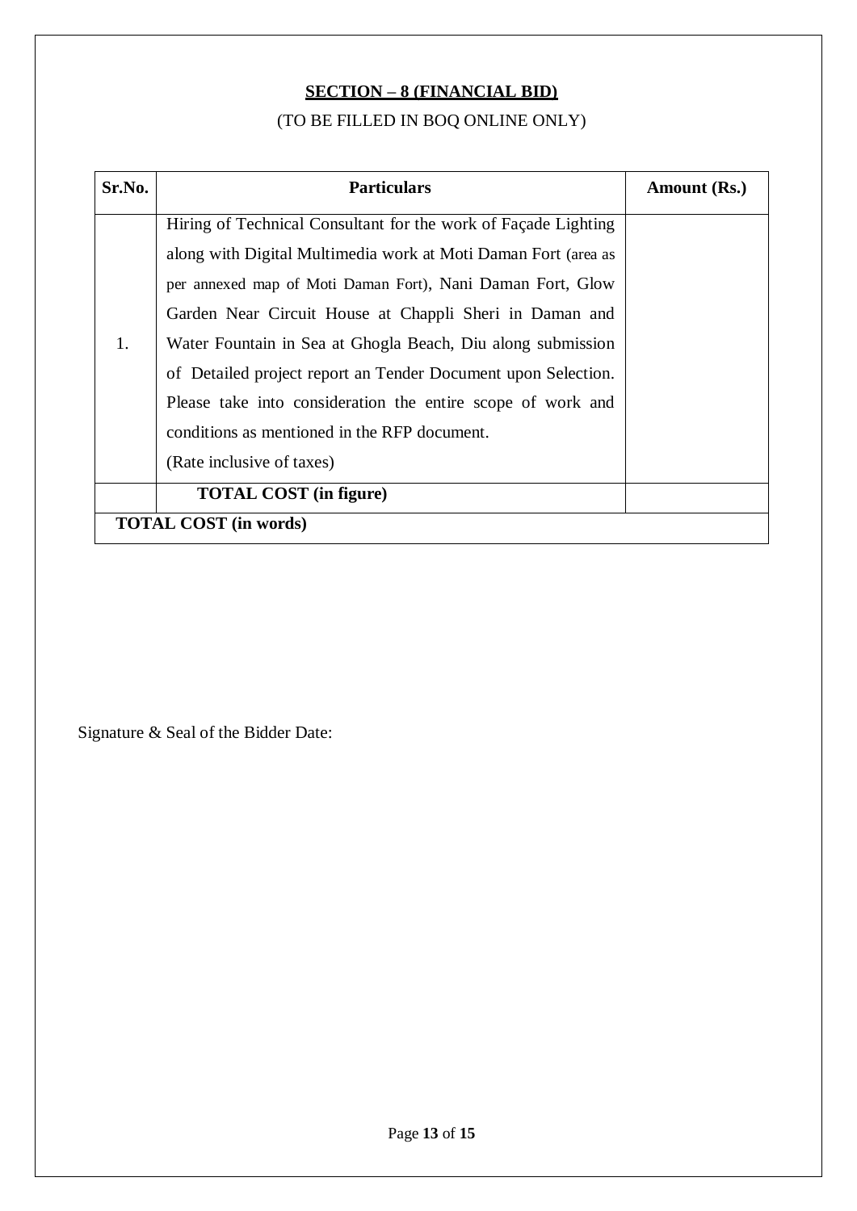**SECTION – 8 (FINANCIAL BID)**

(TO BE FILLED IN BOQ ONLINE ONLY)

| Sr.No. | Particulars | Amount (Rs.) |
|---|---|---|
| 1. | Hiring of Technical Consultant for the work of Façade Lighting along with Digital Multimedia work at Moti Daman Fort (area as per annexed map of Moti Daman Fort), Nani Daman Fort, Glow Garden Near Circuit House at Chappli Sheri in Daman and Water Fountain in Sea at Ghogla Beach, Diu along submission of Detailed project report an Tender Document upon Selection. Please take into consideration the entire scope of work and conditions as mentioned in the RFP document. (Rate inclusive of taxes) | |
| | **TOTAL COST (in figure)** | |
| **TOTAL COST (in words)** | | |

Signature & Seal of the Bidder Date: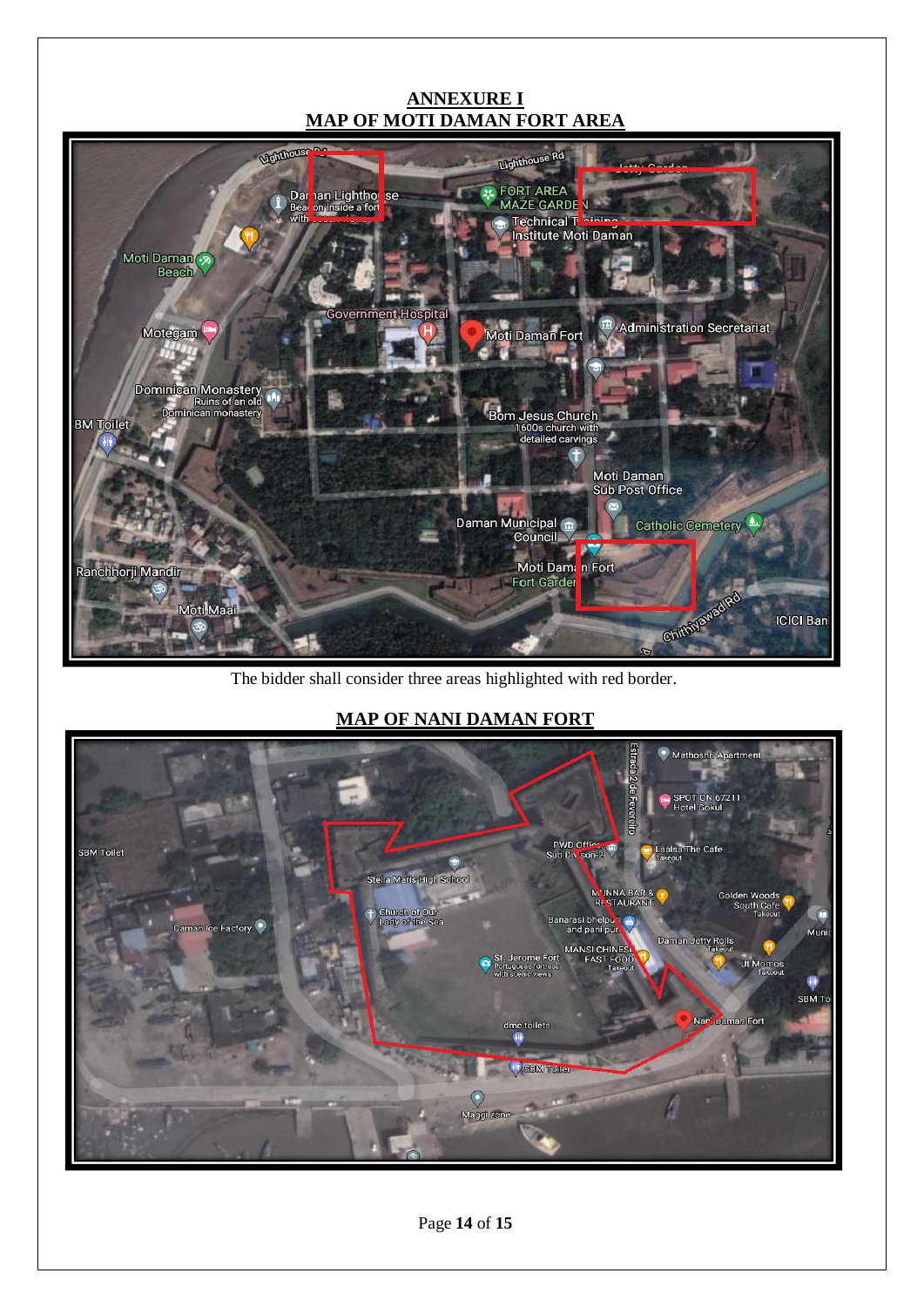## ANNEXURE I

## MAP OF MOTI DAMAN FORT AREA

The bidder shall consider three areas highlighted with red border.

## MAP OF NANI DAMAN FORT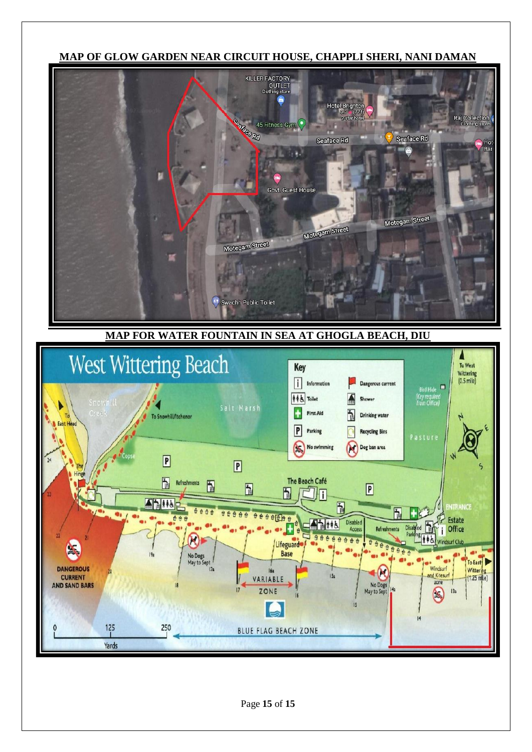## MAP OF GLOW GARDEN NEAR CIRCUIT HOUSE, CHAPPLI SHERI, NANI DAMAN

KILLER FACTORY OUTLET
Clothing store
Hotel Brighton
3.7 (774)
2-star hotel
45 Fitness Gym
Seaface Rd
Seaface Rd
Seaface Rd
Raj Collection
Clothing store
Hot Bar
Govt. Guest House
Motegam Street
Motegam Street
Motegam Street
Swachh Public Toilet

## MAP FOR WATER FOUNTAIN IN SEA AT GHOGLA BEACH, DIU

West Wittering Beach

Key
Information
Toilet
First Aid
Parking
No swimming
Dangerous current
Shower
Drinking water
Recycling Bins
Dog ban area

To West Wittering (0.5 mile)
Bird Hide (Key required from Office)
Pasture
Snowhill Creek
To Snowhill/Itchenor
Salt Marsh
To East Head
Copse
The Hinge
Refreshments
The Beach Café
ENTRANCE
Estate Office
Disabled Access
Refreshments
Disabled Parking
Windsurf Club
Lifeguard Base
No Dogs May to Sept
VARIABLE ZONE
No Dogs May to Sept
Windsurf and Kitesurf zone
To East Wittering (1.25 mile)
DANGEROUS CURRENT AND SAND BARS
BLUE FLAG BEACH ZONE
0
125
250
Yards